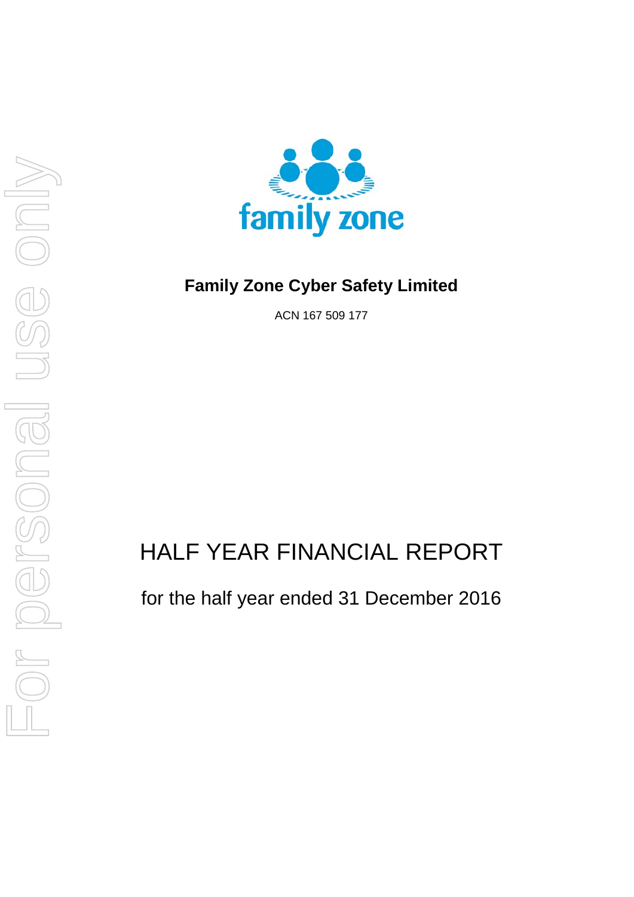family zone

**Family Zone Cyber Safety Limited**

ACN 167 509 177

# HALF YEAR FINANCIAL REPORT

for the half year ended 31 December 2016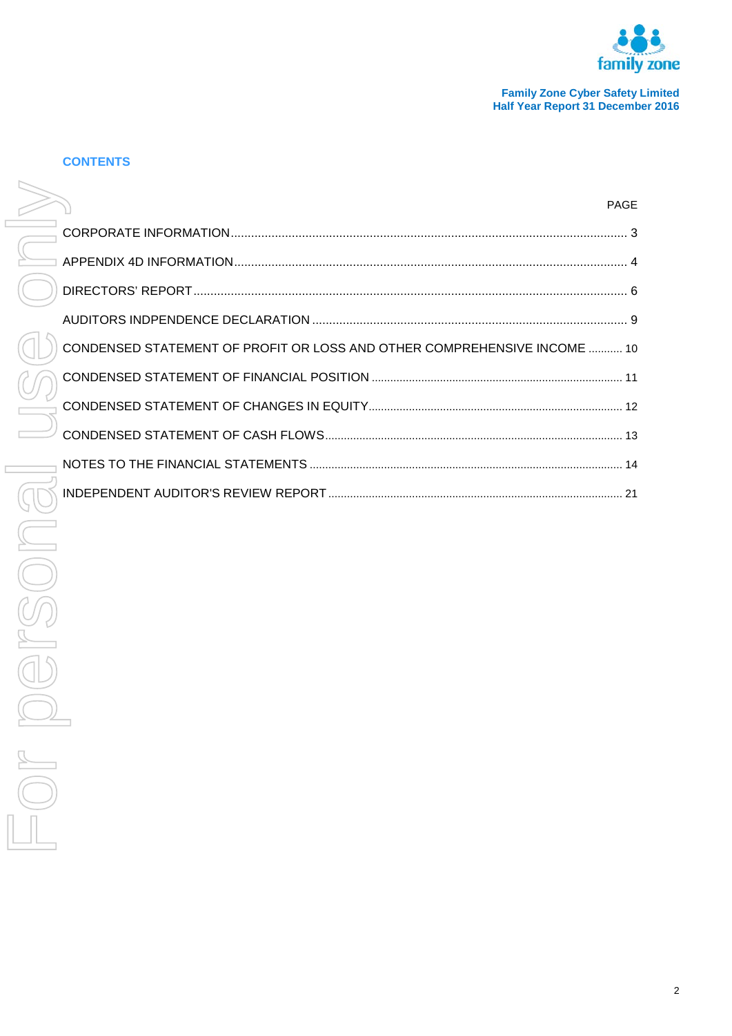Family Zone Cyber Safety Limited
Half Year Report 31 December 2016

## CONTENTS

| | PAGE |
|---|---|
| CORPORATE INFORMATION | 3 |
| APPENDIX 4D INFORMATION | 4 |
| DIRECTORS' REPORT | 6 |
| AUDITORS INDPENDENCE DECLARATION | 9 |
| CONDENSED STATEMENT OF PROFIT OR LOSS AND OTHER COMPREHENSIVE INCOME | 10 |
| CONDENSED STATEMENT OF FINANCIAL POSITION | 11 |
| CONDENSED STATEMENT OF CHANGES IN EQUITY | 12 |
| CONDENSED STATEMENT OF CASH FLOWS | 13 |
| NOTES TO THE FINANCIAL STATEMENTS | 14 |
| INDEPENDENT AUDITOR'S REVIEW REPORT | 21 |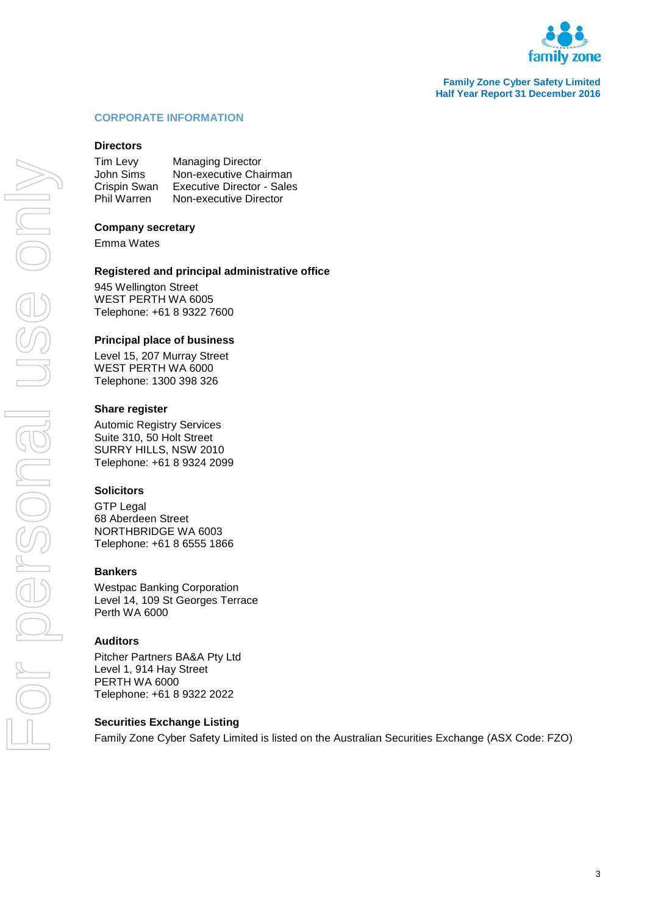## CORPORATE INFORMATION

### Directors

| | |
|---|---|
| Tim Levy | Managing Director |
| John Sims | Non-executive Chairman |
| Crispin Swan | Executive Director - Sales |
| Phil Warren | Non-executive Director |

### Company secretary

Emma Wates

### Registered and principal administrative office

945 Wellington Street
WEST PERTH WA 6005
Telephone: +61 8 9322 7600

### Principal place of business

Level 15, 207 Murray Street
WEST PERTH WA 6000
Telephone: 1300 398 326

### Share register

Automic Registry Services
Suite 310, 50 Holt Street
SURRY HILLS, NSW 2010
Telephone: +61 8 9324 2099

### Solicitors

GTP Legal
68 Aberdeen Street
NORTHBRIDGE WA 6003
Telephone: +61 8 6555 1866

### Bankers

Westpac Banking Corporation
Level 14, 109 St Georges Terrace
Perth WA 6000

### Auditors

Pitcher Partners BA&A Pty Ltd
Level 1, 914 Hay Street
PERTH WA 6000
Telephone: +61 8 9322 2022

### Securities Exchange Listing

Family Zone Cyber Safety Limited is listed on the Australian Securities Exchange (ASX Code: FZO)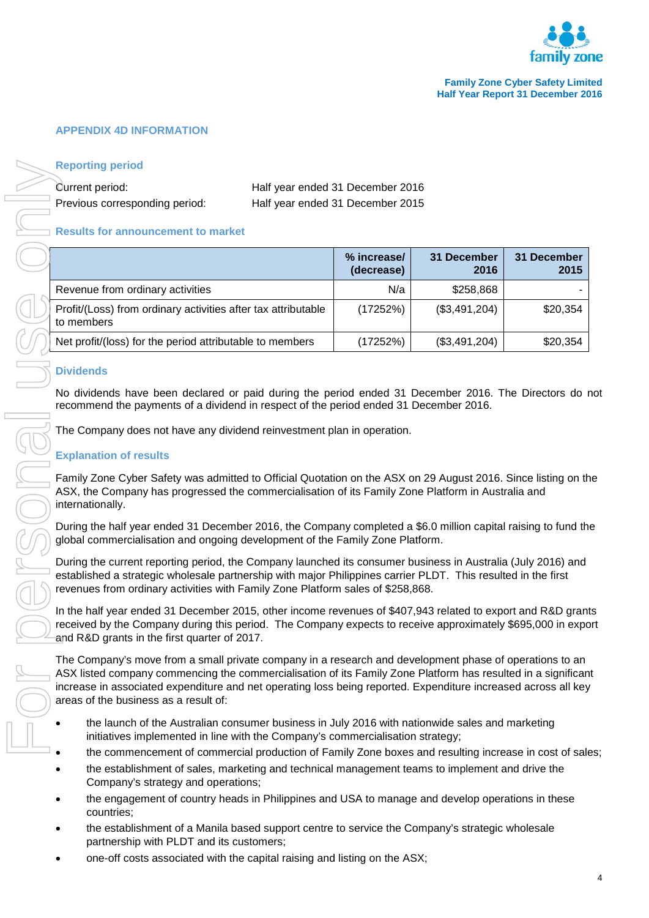## APPENDIX 4D INFORMATION

### Reporting period

| | |
|---|---|
| Current period: | Half year ended 31 December 2016 |
| Previous corresponding period: | Half year ended 31 December 2015 |

### Results for announcement to market

| | % increase/ (decrease) | 31 December 2016 | 31 December 2015 |
|---|---|---|---|
| Revenue from ordinary activities | N/a | $258,868 | - |
| Profit/(Loss) from ordinary activities after tax attributable to members | (17252%) | ($3,491,204) | $20,354 |
| Net profit/(loss) for the period attributable to members | (17252%) | ($3,491,204) | $20,354 |

### Dividends

No dividends have been declared or paid during the period ended 31 December 2016. The Directors do not recommend the payments of a dividend in respect of the period ended 31 December 2016.

The Company does not have any dividend reinvestment plan in operation.

### Explanation of results

Family Zone Cyber Safety was admitted to Official Quotation on the ASX on 29 August 2016. Since listing on the ASX, the Company has progressed the commercialisation of its Family Zone Platform in Australia and internationally.

During the half year ended 31 December 2016, the Company completed a $6.0 million capital raising to fund the global commercialisation and ongoing development of the Family Zone Platform.

During the current reporting period, the Company launched its consumer business in Australia (July 2016) and established a strategic wholesale partnership with major Philippines carrier PLDT. This resulted in the first revenues from ordinary activities with Family Zone Platform sales of $258,868.

In the half year ended 31 December 2015, other income revenues of $407,943 related to export and R&D grants received by the Company during this period. The Company expects to receive approximately $695,000 in export and R&D grants in the first quarter of 2017.

The Company's move from a small private company in a research and development phase of operations to an ASX listed company commencing the commercialisation of its Family Zone Platform has resulted in a significant increase in associated expenditure and net operating loss being reported. Expenditure increased across all key areas of the business as a result of:

- the launch of the Australian consumer business in July 2016 with nationwide sales and marketing initiatives implemented in line with the Company's commercialisation strategy;
- the commencement of commercial production of Family Zone boxes and resulting increase in cost of sales;
- the establishment of sales, marketing and technical management teams to implement and drive the Company's strategy and operations;
- the engagement of country heads in Philippines and USA to manage and develop operations in these countries;
- the establishment of a Manila based support centre to service the Company's strategic wholesale partnership with PLDT and its customers;
- one-off costs associated with the capital raising and listing on the ASX;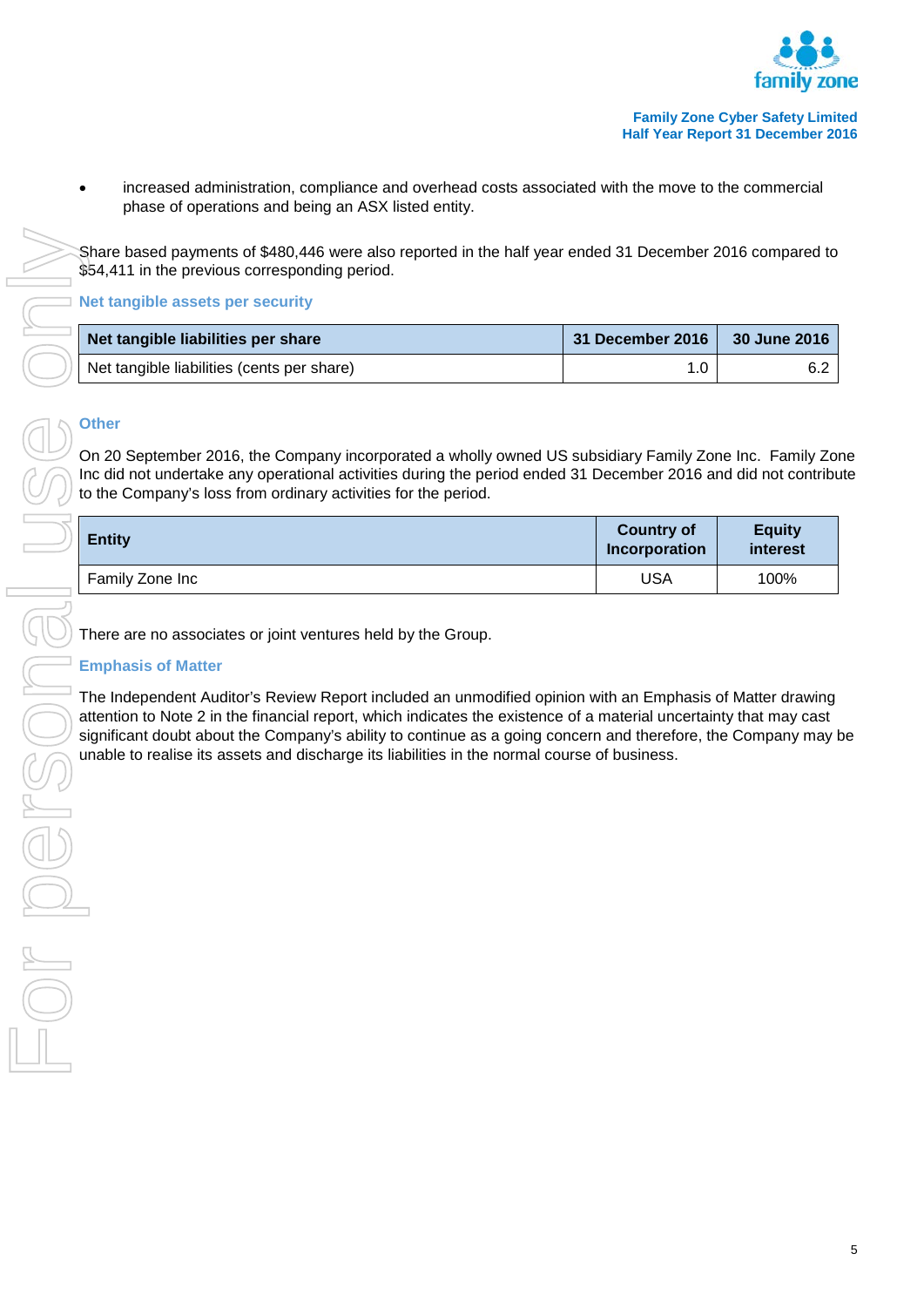- increased administration, compliance and overhead costs associated with the move to the commercial phase of operations and being an ASX listed entity.

Share based payments of $480,446 were also reported in the half year ended 31 December 2016 compared to $54,411 in the previous corresponding period.

### Net tangible assets per security

| Net tangible liabilities per share | 31 December 2016 | 30 June 2016 |
|---|---|---|
| Net tangible liabilities (cents per share) | 1.0 | 6.2 |

### Other

On 20 September 2016, the Company incorporated a wholly owned US subsidiary Family Zone Inc. Family Zone Inc did not undertake any operational activities during the period ended 31 December 2016 and did not contribute to the Company's loss from ordinary activities for the period.

| Entity | Country of Incorporation | Equity interest |
|---|---|---|
| Family Zone Inc | USA | 100% |

There are no associates or joint ventures held by the Group.

### Emphasis of Matter

The Independent Auditor's Review Report included an unmodified opinion with an Emphasis of Matter drawing attention to Note 2 in the financial report, which indicates the existence of a material uncertainty that may cast significant doubt about the Company's ability to continue as a going concern and therefore, the Company may be unable to realise its assets and discharge its liabilities in the normal course of business.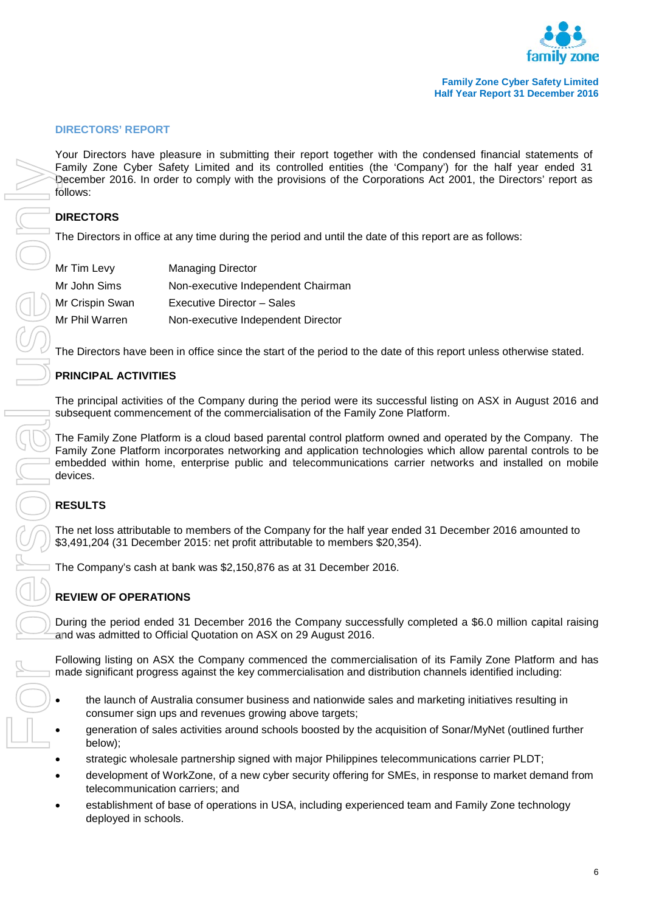## DIRECTORS' REPORT

Your Directors have pleasure in submitting their report together with the condensed financial statements of Family Zone Cyber Safety Limited and its controlled entities (the 'Company') for the half year ended 31 December 2016. In order to comply with the provisions of the Corporations Act 2001, the Directors' report as follows:

### DIRECTORS

The Directors in office at any time during the period and until the date of this report are as follows:

| | |
|---|---|
| Mr Tim Levy | Managing Director |
| Mr John Sims | Non-executive Independent Chairman |
| Mr Crispin Swan | Executive Director – Sales |
| Mr Phil Warren | Non-executive Independent Director |

The Directors have been in office since the start of the period to the date of this report unless otherwise stated.

### PRINCIPAL ACTIVITIES

The principal activities of the Company during the period were its successful listing on ASX in August 2016 and subsequent commencement of the commercialisation of the Family Zone Platform.

The Family Zone Platform is a cloud based parental control platform owned and operated by the Company. The Family Zone Platform incorporates networking and application technologies which allow parental controls to be embedded within home, enterprise public and telecommunications carrier networks and installed on mobile devices.

### RESULTS

The net loss attributable to members of the Company for the half year ended 31 December 2016 amounted to $3,491,204 (31 December 2015: net profit attributable to members $20,354).

The Company's cash at bank was $2,150,876 as at 31 December 2016.

### REVIEW OF OPERATIONS

During the period ended 31 December 2016 the Company successfully completed a $6.0 million capital raising and was admitted to Official Quotation on ASX on 29 August 2016.

Following listing on ASX the Company commenced the commercialisation of its Family Zone Platform and has made significant progress against the key commercialisation and distribution channels identified including:

- the launch of Australia consumer business and nationwide sales and marketing initiatives resulting in consumer sign ups and revenues growing above targets;
- generation of sales activities around schools boosted by the acquisition of Sonar/MyNet (outlined further below);
- strategic wholesale partnership signed with major Philippines telecommunications carrier PLDT;
- development of WorkZone, of a new cyber security offering for SMEs, in response to market demand from telecommunication carriers; and
- establishment of base of operations in USA, including experienced team and Family Zone technology deployed in schools.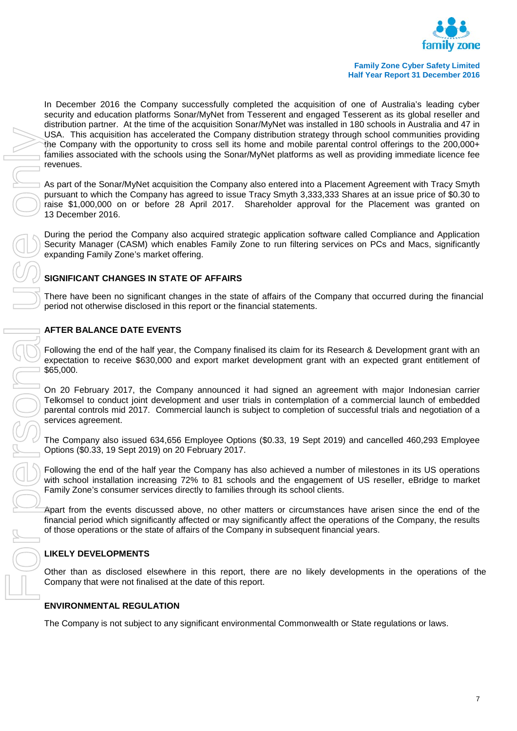In December 2016 the Company successfully completed the acquisition of one of Australia's leading cyber security and education platforms Sonar/MyNet from Tesserent and engaged Tesserent as its global reseller and distribution partner. At the time of the acquisition Sonar/MyNet was installed in 180 schools in Australia and 47 in USA. This acquisition has accelerated the Company distribution strategy through school communities providing the Company with the opportunity to cross sell its home and mobile parental control offerings to the 200,000+ families associated with the schools using the Sonar/MyNet platforms as well as providing immediate licence fee revenues.

As part of the Sonar/MyNet acquisition the Company also entered into a Placement Agreement with Tracy Smyth pursuant to which the Company has agreed to issue Tracy Smyth 3,333,333 Shares at an issue price of $0.30 to raise $1,000,000 on or before 28 April 2017. Shareholder approval for the Placement was granted on 13 December 2016.

During the period the Company also acquired strategic application software called Compliance and Application Security Manager (CASM) which enables Family Zone to run filtering services on PCs and Macs, significantly expanding Family Zone's market offering.

## SIGNIFICANT CHANGES IN STATE OF AFFAIRS

There have been no significant changes in the state of affairs of the Company that occurred during the financial period not otherwise disclosed in this report or the financial statements.

## AFTER BALANCE DATE EVENTS

Following the end of the half year, the Company finalised its claim for its Research & Development grant with an expectation to receive $630,000 and export market development grant with an expected grant entitlement of $65,000.

On 20 February 2017, the Company announced it had signed an agreement with major Indonesian carrier Telkomsel to conduct joint development and user trials in contemplation of a commercial launch of embedded parental controls mid 2017. Commercial launch is subject to completion of successful trials and negotiation of a services agreement.

The Company also issued 634,656 Employee Options ($0.33, 19 Sept 2019) and cancelled 460,293 Employee Options ($0.33, 19 Sept 2019) on 20 February 2017.

Following the end of the half year the Company has also achieved a number of milestones in its US operations with school installation increasing 72% to 81 schools and the engagement of US reseller, eBridge to market Family Zone's consumer services directly to families through its school clients.

Apart from the events discussed above, no other matters or circumstances have arisen since the end of the financial period which significantly affected or may significantly affect the operations of the Company, the results of those operations or the state of affairs of the Company in subsequent financial years.

## LIKELY DEVELOPMENTS

Other than as disclosed elsewhere in this report, there are no likely developments in the operations of the Company that were not finalised at the date of this report.

## ENVIRONMENTAL REGULATION

The Company is not subject to any significant environmental Commonwealth or State regulations or laws.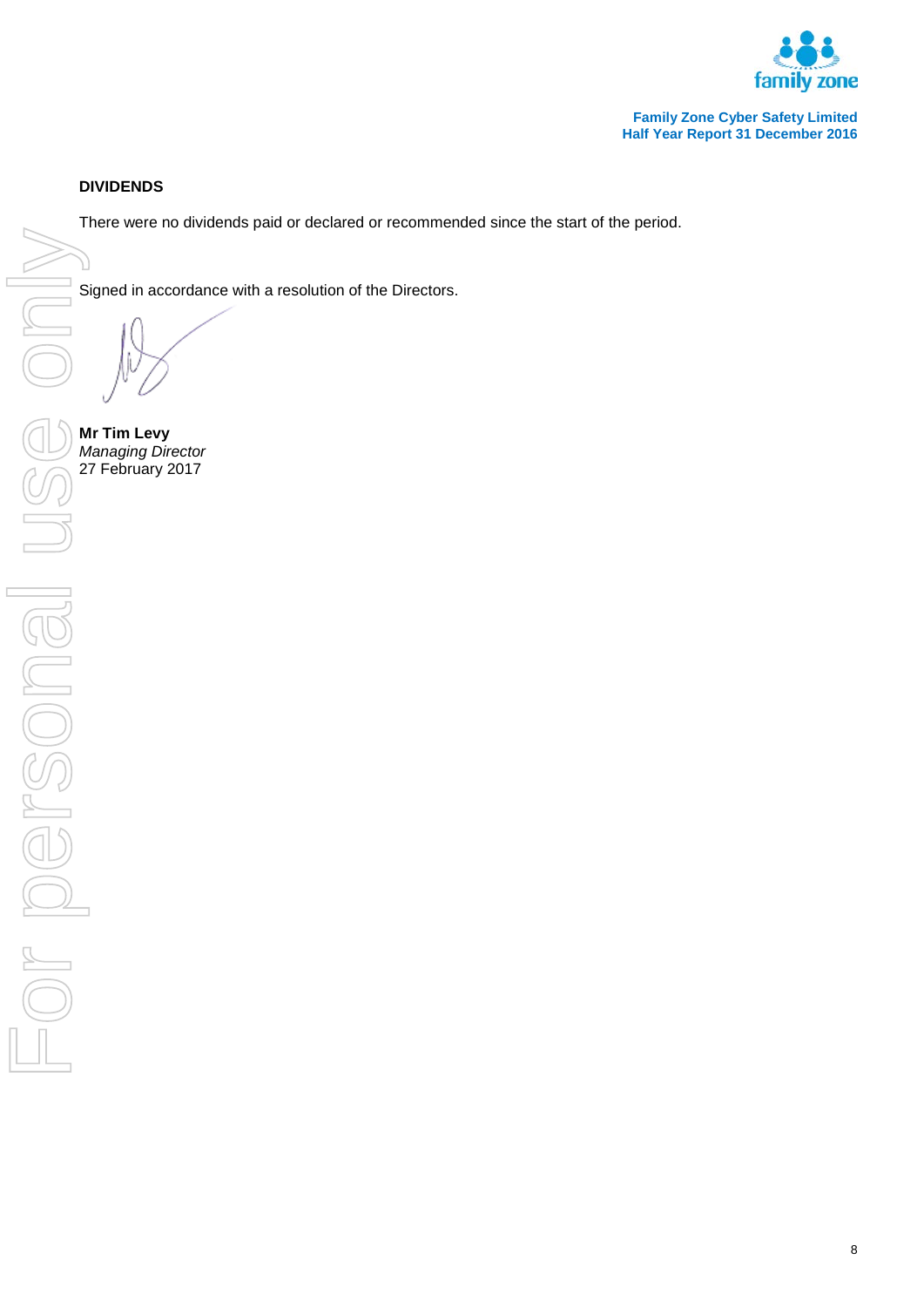**DIVIDENDS**

There were no dividends paid or declared or recommended since the start of the period.

Signed in accordance with a resolution of the Directors.

**Mr Tim Levy**
*Managing Director*
27 February 2017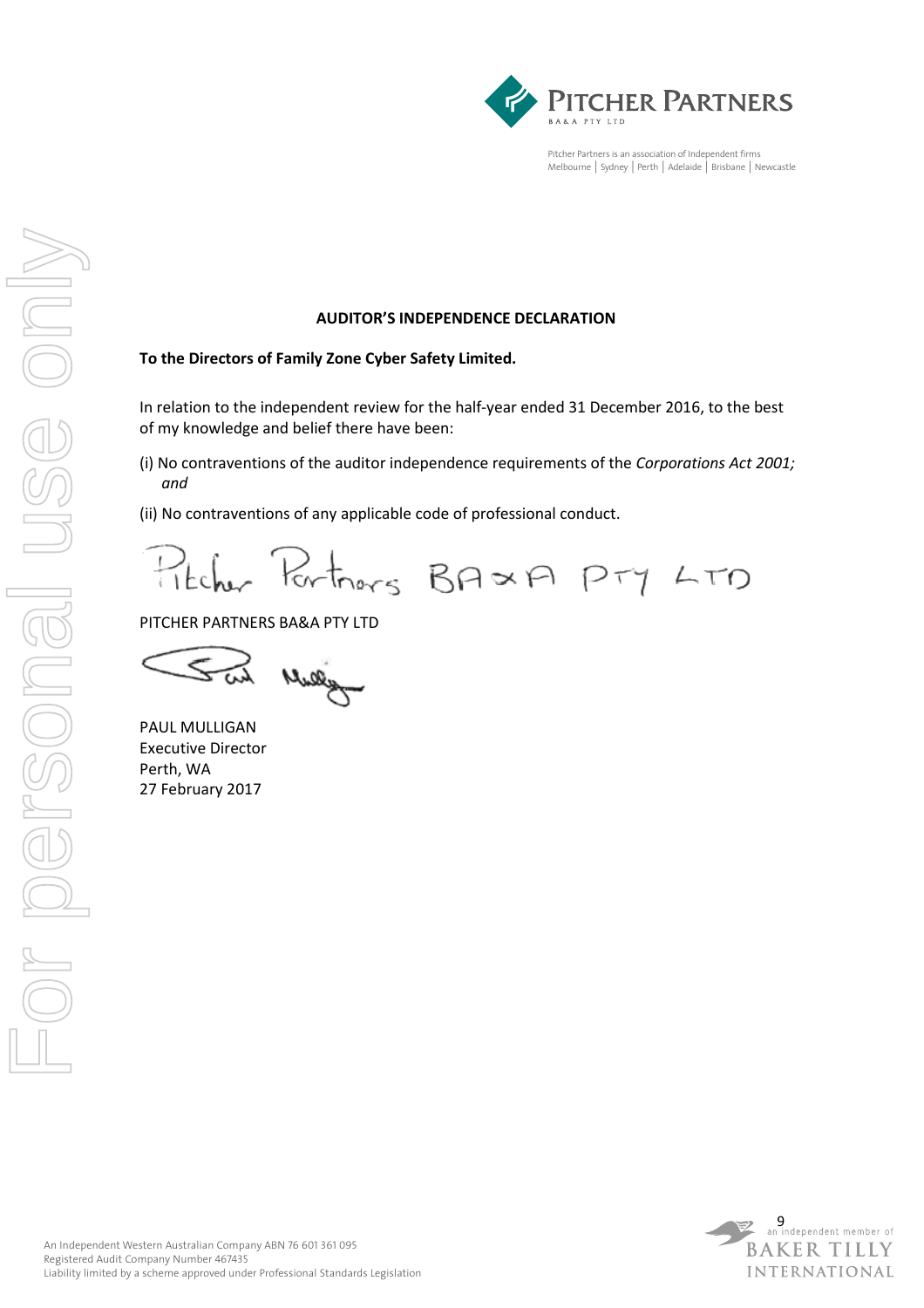**PITCHER PARTNERS**
BA&A PTY LTD

Pitcher Partners is an association of independent firms
Melbourne | Sydney | Perth | Adelaide | Brisbane | Newcastle

**AUDITOR'S INDEPENDENCE DECLARATION**

**To the Directors of Family Zone Cyber Safety Limited.**

In relation to the independent review for the half-year ended 31 December 2016, to the best of my knowledge and belief there have been:

(i) No contraventions of the auditor independence requirements of the *Corporations Act 2001; and*

(ii) No contraventions of any applicable code of professional conduct.

Pitcher Partners BA&A PTY LTD

PITCHER PARTNERS BA&A PTY LTD

Paul Mulligan

PAUL MULLIGAN
Executive Director
Perth, WA
27 February 2017

An Independent Western Australian Company ABN 76 601 361 095
Registered Audit Company Number 467435
Liability limited by a scheme approved under Professional Standards Legislation

an independent member of
BAKER TILLY INTERNATIONAL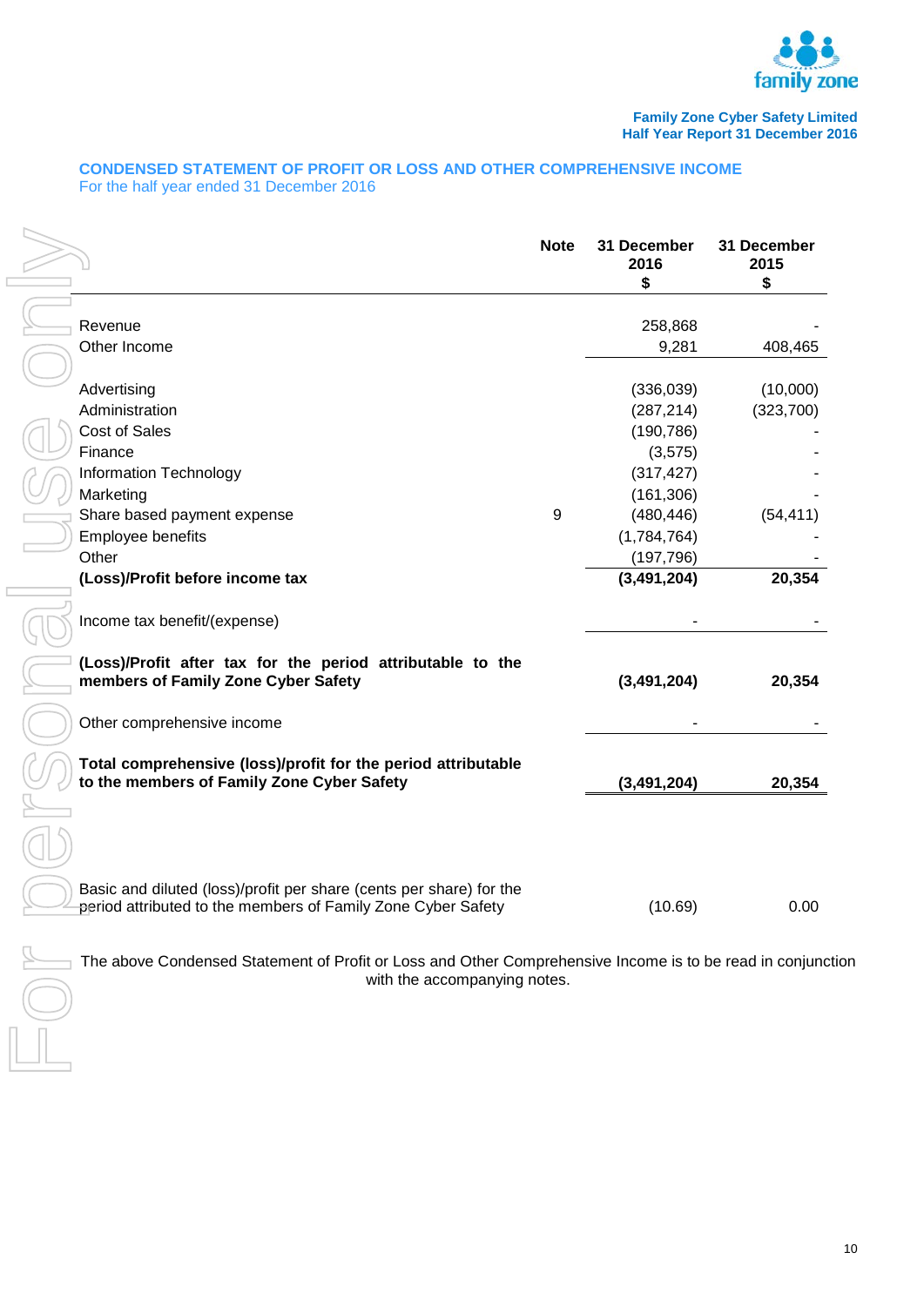Family Zone Cyber Safety Limited
Half Year Report 31 December 2016

## CONDENSED STATEMENT OF PROFIT OR LOSS AND OTHER COMPREHENSIVE INCOME

For the half year ended 31 December 2016

| | Note | 31 December 2016 $ | 31 December 2015 $ |
|---|---|---|---|
| Revenue | | 258,868 | - |
| Other Income | | 9,281 | 408,465 |
| Advertising | | (336,039) | (10,000) |
| Administration | | (287,214) | (323,700) |
| Cost of Sales | | (190,786) | - |
| Finance | | (3,575) | - |
| Information Technology | | (317,427) | - |
| Marketing | | (161,306) | - |
| Share based payment expense | 9 | (480,446) | (54,411) |
| Employee benefits | | (1,784,764) | - |
| Other | | (197,796) | - |
| **(Loss)/Profit before income tax** | | **(3,491,204)** | **20,354** |
| Income tax benefit/(expense) | | - | - |
| **(Loss)/Profit after tax for the period attributable to the members of Family Zone Cyber Safety** | | **(3,491,204)** | **20,354** |
| Other comprehensive income | | - | - |
| **Total comprehensive (loss)/profit for the period attributable to the members of Family Zone Cyber Safety** | | **(3,491,204)** | **20,354** |
| Basic and diluted (loss)/profit per share (cents per share) for the period attributed to the members of Family Zone Cyber Safety | | (10.69) | 0.00 |

The above Condensed Statement of Profit or Loss and Other Comprehensive Income is to be read in conjunction with the accompanying notes.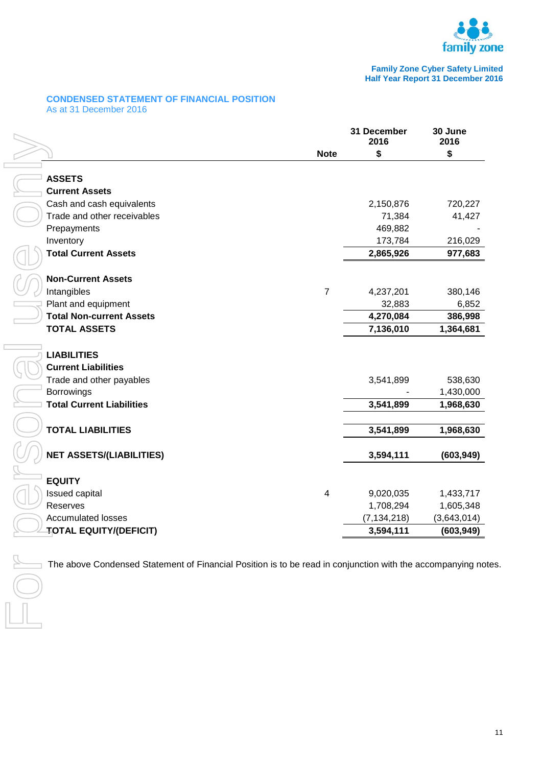## CONDENSED STATEMENT OF FINANCIAL POSITION

As at 31 December 2016

| | Note | 31 December 2016 $ | 30 June 2016 $ |
|---|---|---|---|
| **ASSETS** | | | |
| **Current Assets** | | | |
| Cash and cash equivalents | | 2,150,876 | 720,227 |
| Trade and other receivables | | 71,384 | 41,427 |
| Prepayments | | 469,882 | - |
| Inventory | | 173,784 | 216,029 |
| **Total Current Assets** | | **2,865,926** | **977,683** |
| | | | |
| **Non-Current Assets** | | | |
| Intangibles | 7 | 4,237,201 | 380,146 |
| Plant and equipment | | 32,883 | 6,852 |
| **Total Non-current Assets** | | **4,270,084** | **386,998** |
| **TOTAL ASSETS** | | **7,136,010** | **1,364,681** |
| | | | |
| **LIABILITIES** | | | |
| **Current Liabilities** | | | |
| Trade and other payables | | 3,541,899 | 538,630 |
| Borrowings | | - | 1,430,000 |
| **Total Current Liabilities** | | **3,541,899** | **1,968,630** |
| | | | |
| **TOTAL LIABILITIES** | | **3,541,899** | **1,968,630** |
| | | | |
| **NET ASSETS/(LIABILITIES)** | | **3,594,111** | **(603,949)** |
| | | | |
| **EQUITY** | | | |
| Issued capital | 4 | 9,020,035 | 1,433,717 |
| Reserves | | 1,708,294 | 1,605,348 |
| Accumulated losses | | (7,134,218) | (3,643,014) |
| **TOTAL EQUITY/(DEFICIT)** | | **3,594,111** | **(603,949)** |

The above Condensed Statement of Financial Position is to be read in conjunction with the accompanying notes.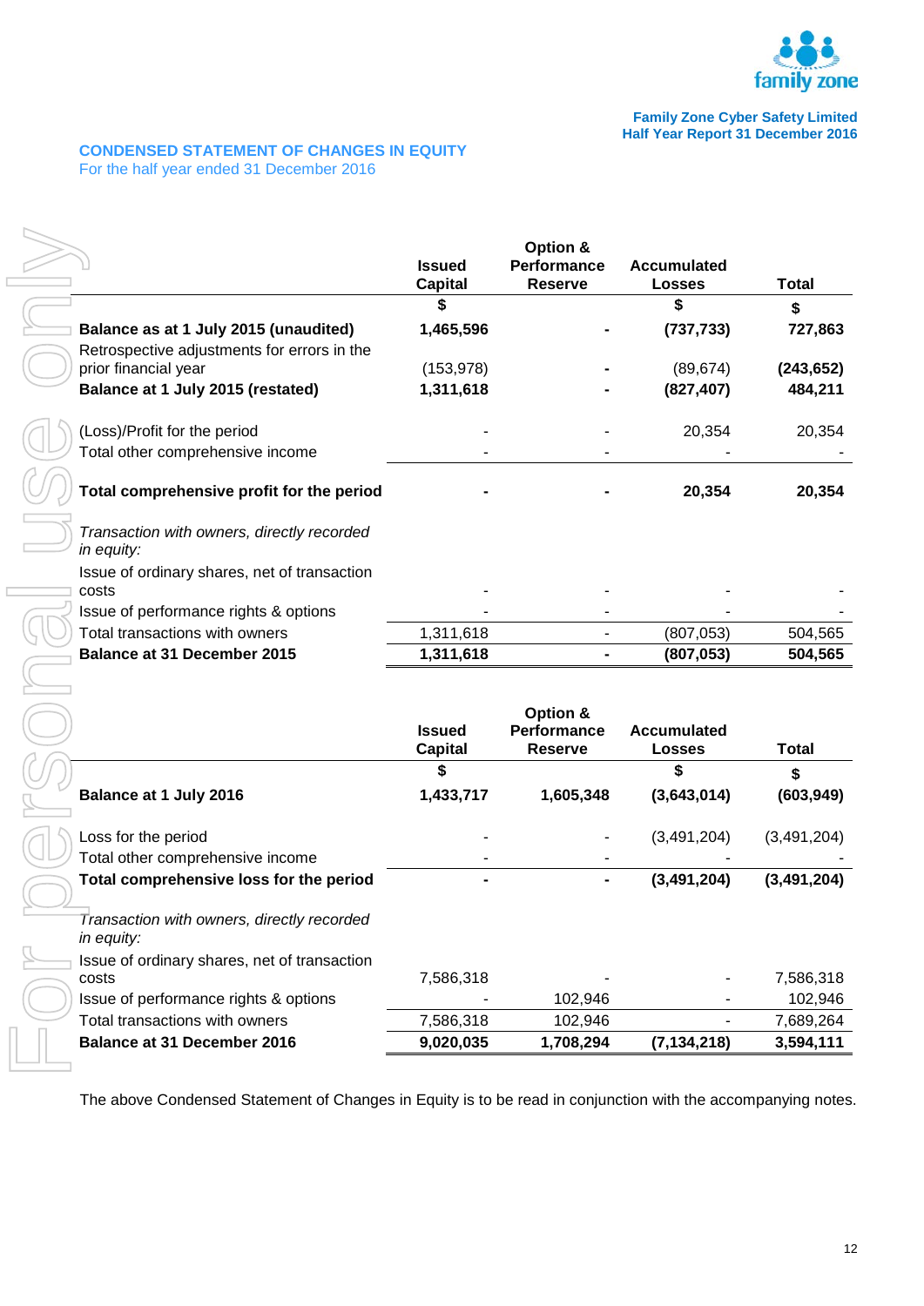## CONDENSED STATEMENT OF CHANGES IN EQUITY

For the half year ended 31 December 2016

| | Issued Capital | Option & Performance Reserve | Accumulated Losses | Total |
|---|---|---|---|---|
| | $ | | $ | $ |
| **Balance as at 1 July 2015 (unaudited)** | **1,465,596** | **-** | **(737,733)** | **727,863** |
| Retrospective adjustments for errors in the prior financial year | (153,978) | - | (89,674) | **(243,652)** |
| **Balance at 1 July 2015 (restated)** | **1,311,618** | **-** | **(827,407)** | **484,211** |
| (Loss)/Profit for the period | - | - | 20,354 | 20,354 |
| Total other comprehensive income | - | - | - | - |
| **Total comprehensive profit for the period** | **-** | **-** | **20,354** | **20,354** |
| *Transaction with owners, directly recorded in equity:* | | | | |
| Issue of ordinary shares, net of transaction costs | - | - | - | - |
| Issue of performance rights & options | - | - | - | - |
| Total transactions with owners | 1,311,618 | - | (807,053) | 504,565 |
| **Balance at 31 December 2015** | **1,311,618** | **-** | **(807,053)** | **504,565** |

| | Issued Capital | Option & Performance Reserve | Accumulated Losses | Total |
|---|---|---|---|---|
| | $ | | $ | $ |
| **Balance at 1 July 2016** | **1,433,717** | **1,605,348** | **(3,643,014)** | **(603,949)** |
| Loss for the period | - | - | (3,491,204) | (3,491,204) |
| Total other comprehensive income | - | - | - | - |
| **Total comprehensive loss for the period** | **-** | **-** | **(3,491,204)** | **(3,491,204)** |
| *Transaction with owners, directly recorded in equity:* | | | | |
| Issue of ordinary shares, net of transaction costs | 7,586,318 | - | - | 7,586,318 |
| Issue of performance rights & options | - | 102,946 | - | 102,946 |
| Total transactions with owners | 7,586,318 | 102,946 | - | 7,689,264 |
| **Balance at 31 December 2016** | **9,020,035** | **1,708,294** | **(7,134,218)** | **3,594,111** |

The above Condensed Statement of Changes in Equity is to be read in conjunction with the accompanying notes.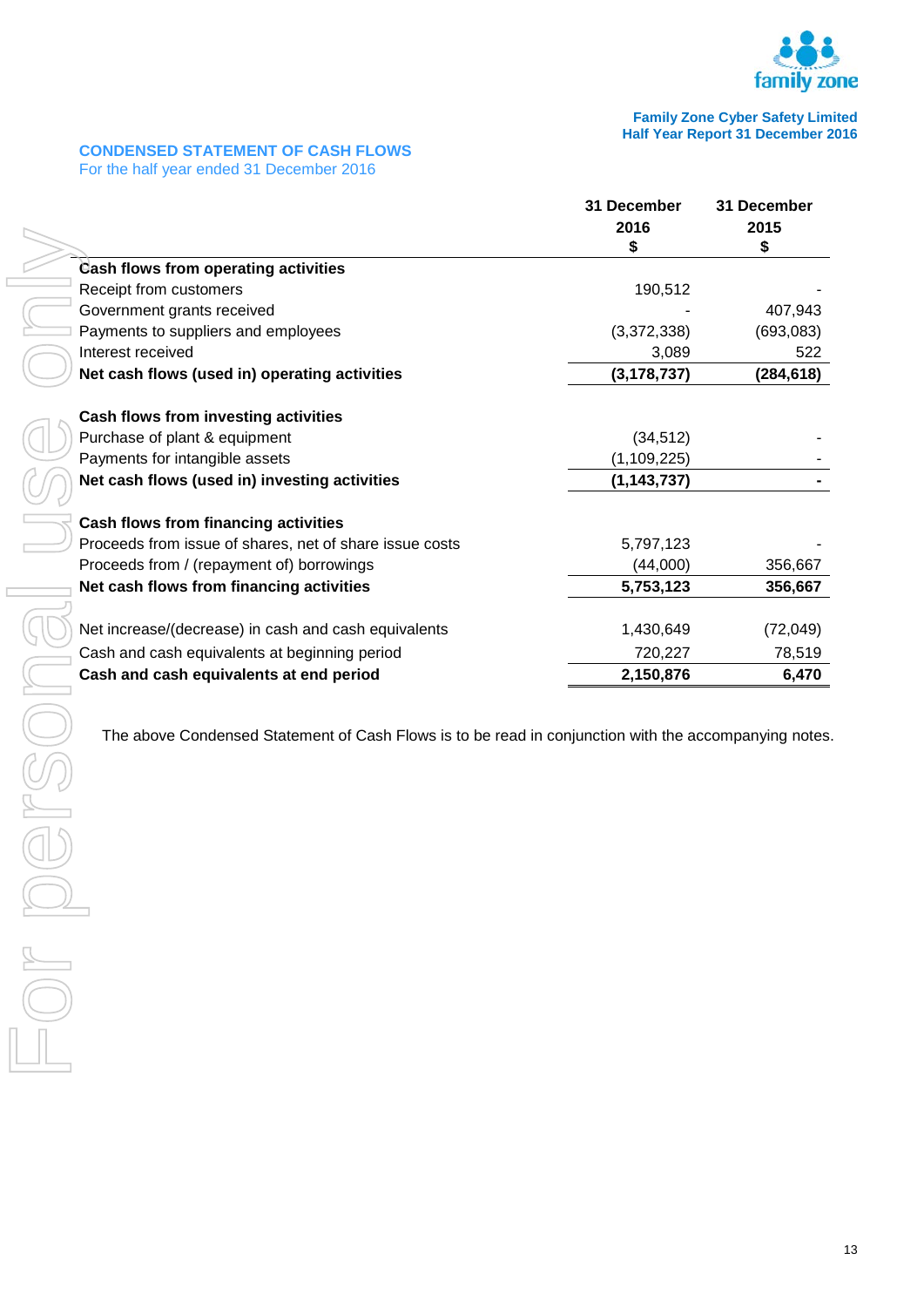## CONDENSED STATEMENT OF CASH FLOWS

For the half year ended 31 December 2016

| | 31 December 2016 $ | 31 December 2015 $ |
|---|---|---|
| **Cash flows from operating activities** | | |
| Receipt from customers | 190,512 | - |
| Government grants received | - | 407,943 |
| Payments to suppliers and employees | (3,372,338) | (693,083) |
| Interest received | 3,089 | 522 |
| **Net cash flows (used in) operating activities** | **(3,178,737)** | **(284,618)** |
| | | |
| **Cash flows from investing activities** | | |
| Purchase of plant & equipment | (34,512) | - |
| Payments for intangible assets | (1,109,225) | - |
| **Net cash flows (used in) investing activities** | **(1,143,737)** | **-** |
| | | |
| **Cash flows from financing activities** | | |
| Proceeds from issue of shares, net of share issue costs | 5,797,123 | - |
| Proceeds from / (repayment of) borrowings | (44,000) | 356,667 |
| **Net cash flows from financing activities** | **5,753,123** | **356,667** |
| | | |
| Net increase/(decrease) in cash and cash equivalents | 1,430,649 | (72,049) |
| Cash and cash equivalents at beginning period | 720,227 | 78,519 |
| **Cash and cash equivalents at end period** | **2,150,876** | **6,470** |

The above Condensed Statement of Cash Flows is to be read in conjunction with the accompanying notes.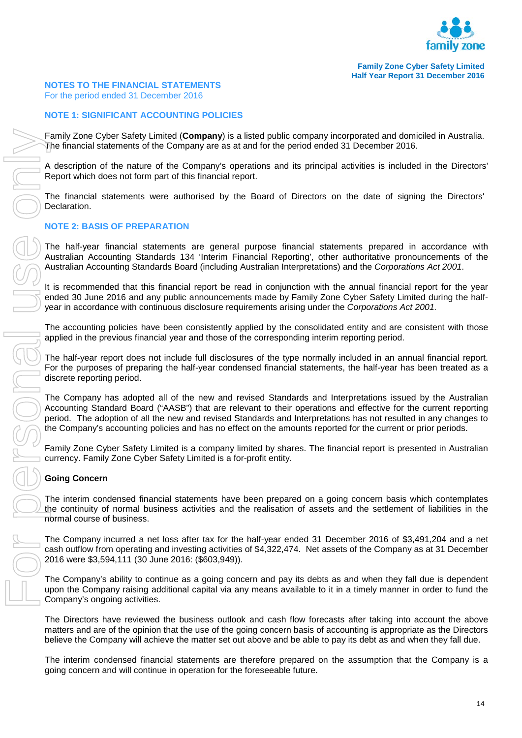## NOTES TO THE FINANCIAL STATEMENTS

For the period ended 31 December 2016

### NOTE 1: SIGNIFICANT ACCOUNTING POLICIES

Family Zone Cyber Safety Limited (**Company**) is a listed public company incorporated and domiciled in Australia. The financial statements of the Company are as at and for the period ended 31 December 2016.

A description of the nature of the Company's operations and its principal activities is included in the Directors' Report which does not form part of this financial report.

The financial statements were authorised by the Board of Directors on the date of signing the Directors' Declaration.

### NOTE 2: BASIS OF PREPARATION

The half-year financial statements are general purpose financial statements prepared in accordance with Australian Accounting Standards 134 'Interim Financial Reporting', other authoritative pronouncements of the Australian Accounting Standards Board (including Australian Interpretations) and the *Corporations Act 2001*.

It is recommended that this financial report be read in conjunction with the annual financial report for the year ended 30 June 2016 and any public announcements made by Family Zone Cyber Safety Limited during the half-year in accordance with continuous disclosure requirements arising under the *Corporations Act 2001.*

The accounting policies have been consistently applied by the consolidated entity and are consistent with those applied in the previous financial year and those of the corresponding interim reporting period.

The half-year report does not include full disclosures of the type normally included in an annual financial report. For the purposes of preparing the half-year condensed financial statements, the half-year has been treated as a discrete reporting period.

The Company has adopted all of the new and revised Standards and Interpretations issued by the Australian Accounting Standard Board ("AASB") that are relevant to their operations and effective for the current reporting period. The adoption of all the new and revised Standards and Interpretations has not resulted in any changes to the Company's accounting policies and has no effect on the amounts reported for the current or prior periods.

Family Zone Cyber Safety Limited is a company limited by shares. The financial report is presented in Australian currency. Family Zone Cyber Safety Limited is a for-profit entity.

**Going Concern**

The interim condensed financial statements have been prepared on a going concern basis which contemplates the continuity of normal business activities and the realisation of assets and the settlement of liabilities in the normal course of business.

The Company incurred a net loss after tax for the half-year ended 31 December 2016 of $3,491,204 and a net cash outflow from operating and investing activities of $4,322,474. Net assets of the Company as at 31 December 2016 were $3,594,111 (30 June 2016: ($603,949)).

The Company's ability to continue as a going concern and pay its debts as and when they fall due is dependent upon the Company raising additional capital via any means available to it in a timely manner in order to fund the Company's ongoing activities.

The Directors have reviewed the business outlook and cash flow forecasts after taking into account the above matters and are of the opinion that the use of the going concern basis of accounting is appropriate as the Directors believe the Company will achieve the matter set out above and be able to pay its debt as and when they fall due.

The interim condensed financial statements are therefore prepared on the assumption that the Company is a going concern and will continue in operation for the foreseeable future.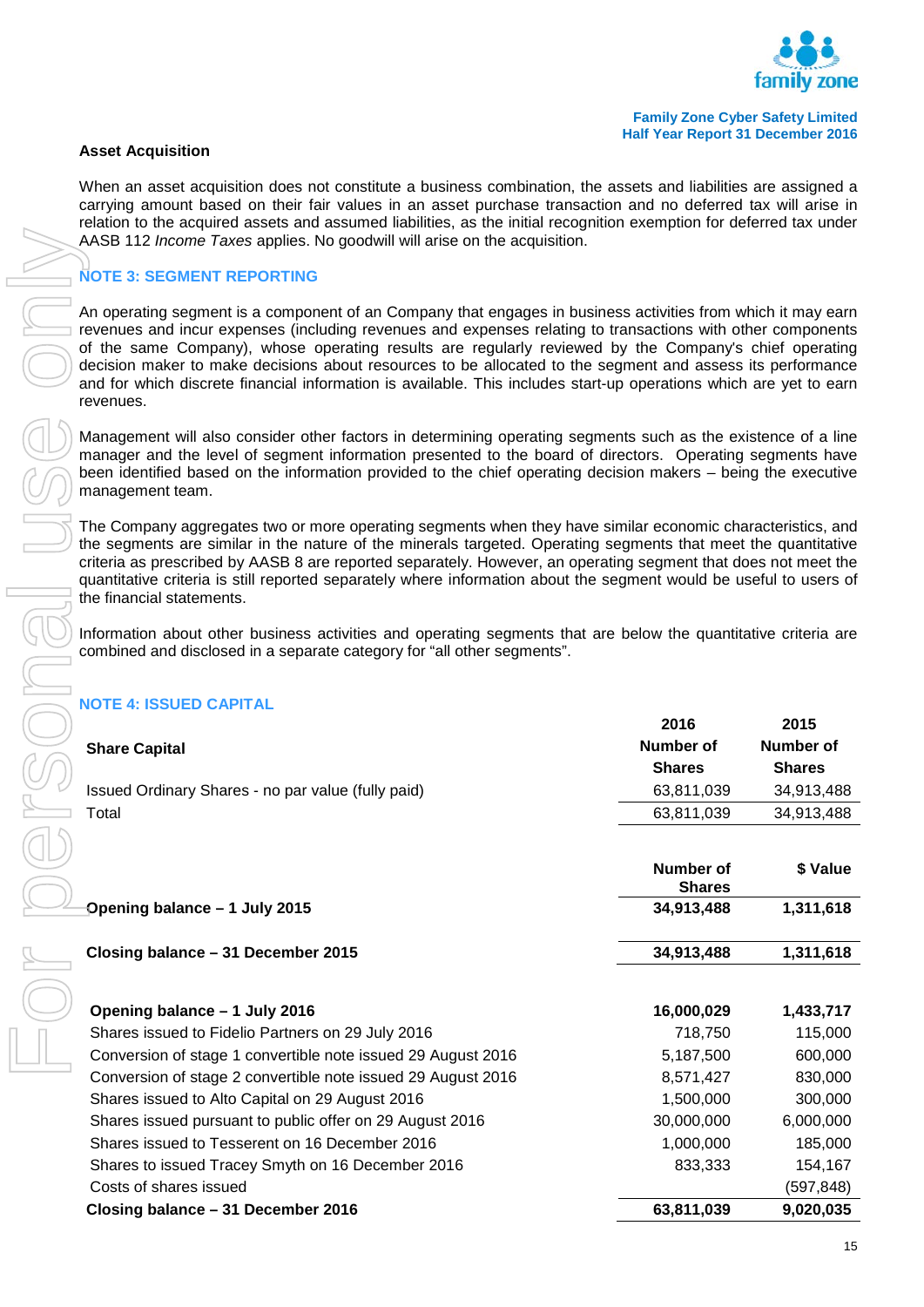### Asset Acquisition

When an asset acquisition does not constitute a business combination, the assets and liabilities are assigned a carrying amount based on their fair values in an asset purchase transaction and no deferred tax will arise in relation to the acquired assets and assumed liabilities, as the initial recognition exemption for deferred tax under AASB 112 *Income Taxes* applies. No goodwill will arise on the acquisition.

## NOTE 3: SEGMENT REPORTING

An operating segment is a component of an Company that engages in business activities from which it may earn revenues and incur expenses (including revenues and expenses relating to transactions with other components of the same Company), whose operating results are regularly reviewed by the Company's chief operating decision maker to make decisions about resources to be allocated to the segment and assess its performance and for which discrete financial information is available. This includes start-up operations which are yet to earn revenues.

Management will also consider other factors in determining operating segments such as the existence of a line manager and the level of segment information presented to the board of directors. Operating segments have been identified based on the information provided to the chief operating decision makers – being the executive management team.

The Company aggregates two or more operating segments when they have similar economic characteristics, and the segments are similar in the nature of the minerals targeted. Operating segments that meet the quantitative criteria as prescribed by AASB 8 are reported separately. However, an operating segment that does not meet the quantitative criteria is still reported separately where information about the segment would be useful to users of the financial statements.

Information about other business activities and operating segments that are below the quantitative criteria are combined and disclosed in a separate category for "all other segments".

## NOTE 4: ISSUED CAPITAL

| **Share Capital** | **2016 Number of Shares** | **2015 Number of Shares** |
|---|---|---|
| Issued Ordinary Shares - no par value (fully paid) | 63,811,039 | 34,913,488 |
| Total | 63,811,039 | 34,913,488 |

| | **Number of Shares** | **$ Value** |
|---|---|---|
| **Opening balance – 1 July 2015** | **34,913,488** | **1,311,618** |
| **Closing balance – 31 December 2015** | **34,913,488** | **1,311,618** |
| | | |
| **Opening balance – 1 July 2016** | **16,000,029** | **1,433,717** |
| Shares issued to Fidelio Partners on 29 July 2016 | 718,750 | 115,000 |
| Conversion of stage 1 convertible note issued 29 August 2016 | 5,187,500 | 600,000 |
| Conversion of stage 2 convertible note issued 29 August 2016 | 8,571,427 | 830,000 |
| Shares issued to Alto Capital on 29 August 2016 | 1,500,000 | 300,000 |
| Shares issued pursuant to public offer on 29 August 2016 | 30,000,000 | 6,000,000 |
| Shares issued to Tesserent on 16 December 2016 | 1,000,000 | 185,000 |
| Shares to issued Tracey Smyth on 16 December 2016 | 833,333 | 154,167 |
| Costs of shares issued | | (597,848) |
| **Closing balance – 31 December 2016** | **63,811,039** | **9,020,035** |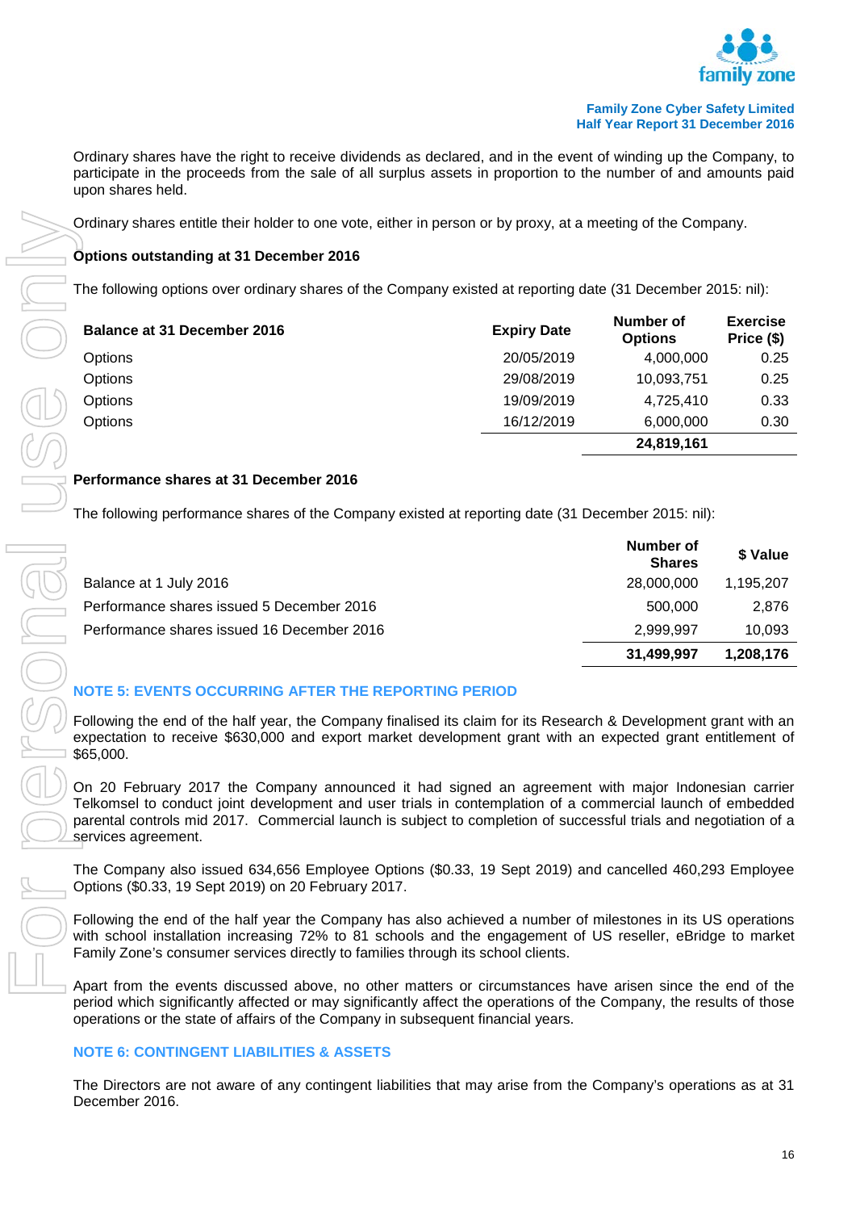Ordinary shares have the right to receive dividends as declared, and in the event of winding up the Company, to participate in the proceeds from the sale of all surplus assets in proportion to the number of and amounts paid upon shares held.

Ordinary shares entitle their holder to one vote, either in person or by proxy, at a meeting of the Company.

**Options outstanding at 31 December 2016**

The following options over ordinary shares of the Company existed at reporting date (31 December 2015: nil):

| Balance at 31 December 2016 | Expiry Date | Number of Options | Exercise Price ($) |
|---|---|---|---|
| Options | 20/05/2019 | 4,000,000 | 0.25 |
| Options | 29/08/2019 | 10,093,751 | 0.25 |
| Options | 19/09/2019 | 4,725,410 | 0.33 |
| Options | 16/12/2019 | 6,000,000 | 0.30 |
| | | **24,819,161** | |

**Performance shares at 31 December 2016**

The following performance shares of the Company existed at reporting date (31 December 2015: nil):

| | Number of Shares | $ Value |
|---|---|---|
| Balance at 1 July 2016 | 28,000,000 | 1,195,207 |
| Performance shares issued 5 December 2016 | 500,000 | 2,876 |
| Performance shares issued 16 December 2016 | 2,999,997 | 10,093 |
| | **31,499,997** | **1,208,176** |

## NOTE 5: EVENTS OCCURRING AFTER THE REPORTING PERIOD

Following the end of the half year, the Company finalised its claim for its Research & Development grant with an expectation to receive $630,000 and export market development grant with an expected grant entitlement of $65,000.

On 20 February 2017 the Company announced it had signed an agreement with major Indonesian carrier Telkomsel to conduct joint development and user trials in contemplation of a commercial launch of embedded parental controls mid 2017. Commercial launch is subject to completion of successful trials and negotiation of a services agreement.

The Company also issued 634,656 Employee Options ($0.33, 19 Sept 2019) and cancelled 460,293 Employee Options ($0.33, 19 Sept 2019) on 20 February 2017.

Following the end of the half year the Company has also achieved a number of milestones in its US operations with school installation increasing 72% to 81 schools and the engagement of US reseller, eBridge to market Family Zone's consumer services directly to families through its school clients.

Apart from the events discussed above, no other matters or circumstances have arisen since the end of the period which significantly affected or may significantly affect the operations of the Company, the results of those operations or the state of affairs of the Company in subsequent financial years.

## NOTE 6: CONTINGENT LIABILITIES & ASSETS

The Directors are not aware of any contingent liabilities that may arise from the Company's operations as at 31 December 2016.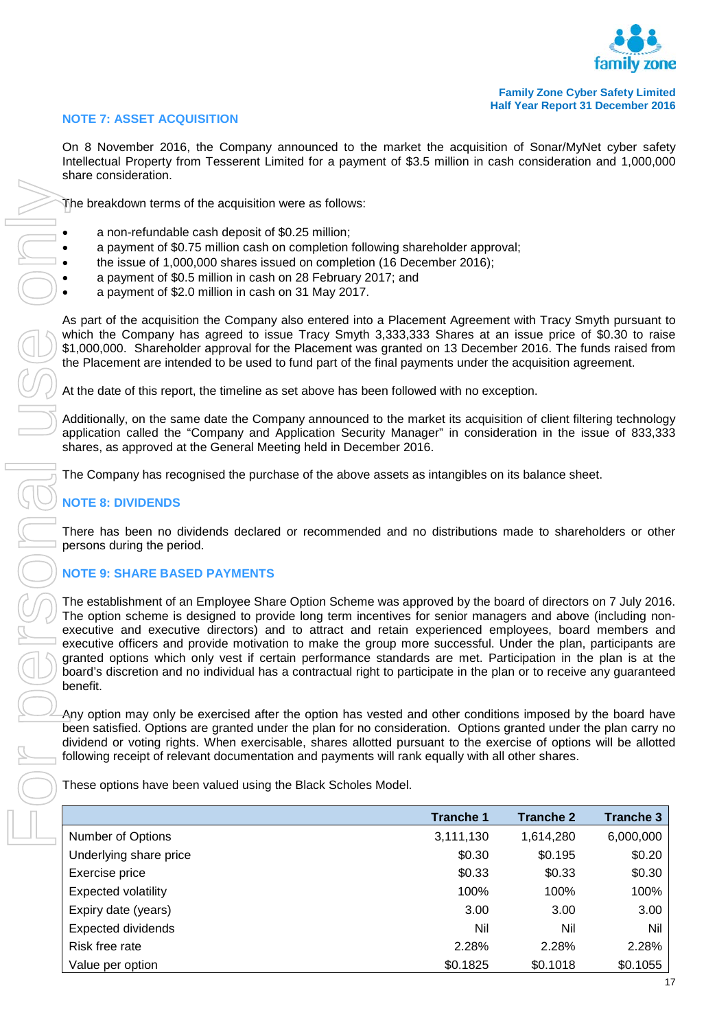## NOTE 7: ASSET ACQUISITION

On 8 November 2016, the Company announced to the market the acquisition of Sonar/MyNet cyber safety Intellectual Property from Tesserent Limited for a payment of $3.5 million in cash consideration and 1,000,000 share consideration.

The breakdown terms of the acquisition were as follows:

- a non-refundable cash deposit of $0.25 million;
- a payment of $0.75 million cash on completion following shareholder approval;
- the issue of 1,000,000 shares issued on completion (16 December 2016);
- a payment of $0.5 million in cash on 28 February 2017; and
- a payment of $2.0 million in cash on 31 May 2017.

As part of the acquisition the Company also entered into a Placement Agreement with Tracy Smyth pursuant to which the Company has agreed to issue Tracy Smyth 3,333,333 Shares at an issue price of $0.30 to raise $1,000,000. Shareholder approval for the Placement was granted on 13 December 2016. The funds raised from the Placement are intended to be used to fund part of the final payments under the acquisition agreement.

At the date of this report, the timeline as set above has been followed with no exception.

Additionally, on the same date the Company announced to the market its acquisition of client filtering technology application called the "Company and Application Security Manager" in consideration in the issue of 833,333 shares, as approved at the General Meeting held in December 2016.

The Company has recognised the purchase of the above assets as intangibles on its balance sheet.

## NOTE 8: DIVIDENDS

There has been no dividends declared or recommended and no distributions made to shareholders or other persons during the period.

## NOTE 9: SHARE BASED PAYMENTS

The establishment of an Employee Share Option Scheme was approved by the board of directors on 7 July 2016. The option scheme is designed to provide long term incentives for senior managers and above (including non-executive and executive directors) and to attract and retain experienced employees, board members and executive officers and provide motivation to make the group more successful. Under the plan, participants are granted options which only vest if certain performance standards are met. Participation in the plan is at the board's discretion and no individual has a contractual right to participate in the plan or to receive any guaranteed benefit.

Any option may only be exercised after the option has vested and other conditions imposed by the board have been satisfied. Options are granted under the plan for no consideration. Options granted under the plan carry no dividend or voting rights. When exercisable, shares allotted pursuant to the exercise of options will be allotted following receipt of relevant documentation and payments will rank equally with all other shares.

These options have been valued using the Black Scholes Model.

| | Tranche 1 | Tranche 2 | Tranche 3 |
|---|---|---|---|
| Number of Options | 3,111,130 | 1,614,280 | 6,000,000 |
| Underlying share price | $0.30 | $0.195 | $0.20 |
| Exercise price | $0.33 | $0.33 | $0.30 |
| Expected volatility | 100% | 100% | 100% |
| Expiry date (years) | 3.00 | 3.00 | 3.00 |
| Expected dividends | Nil | Nil | Nil |
| Risk free rate | 2.28% | 2.28% | 2.28% |
| Value per option | $0.1825 | $0.1018 | $0.1055 |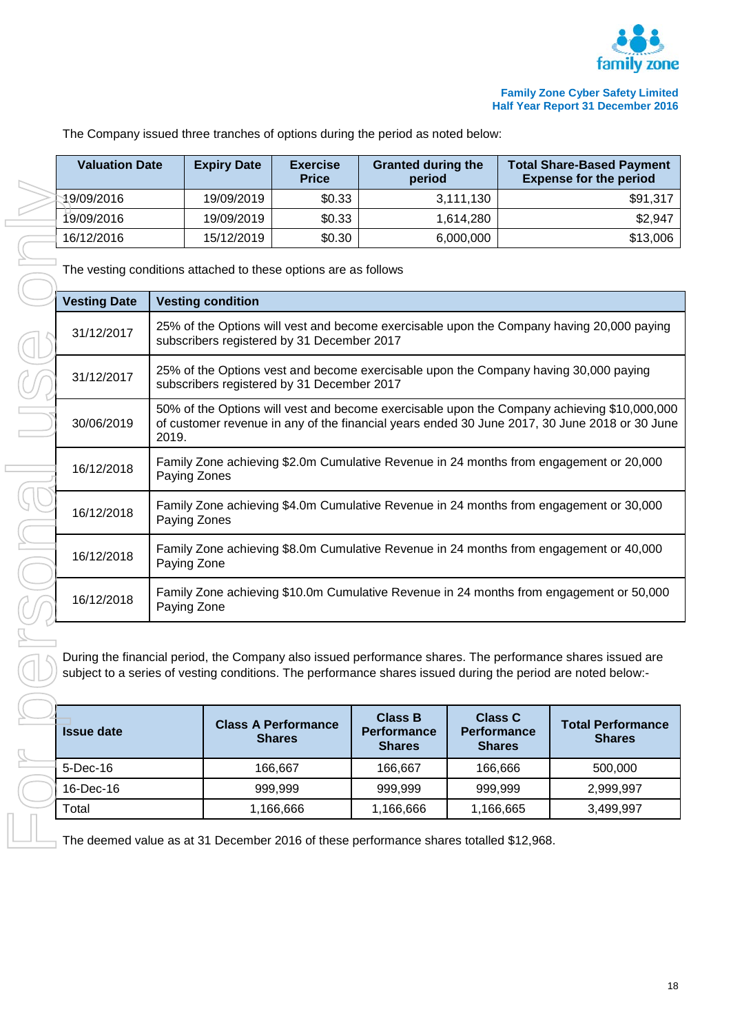The Company issued three tranches of options during the period as noted below:

| Valuation Date | Expiry Date | Exercise Price | Granted during the period | Total Share-Based Payment Expense for the period |
|---|---|---|---|---|
| 19/09/2016 | 19/09/2019 | $0.33 | 3,111,130 | $91,317 |
| 19/09/2016 | 19/09/2019 | $0.33 | 1,614,280 | $2,947 |
| 16/12/2016 | 15/12/2019 | $0.30 | 6,000,000 | $13,006 |

The vesting conditions attached to these options are as follows

| Vesting Date | Vesting condition |
|---|---|
| 31/12/2017 | 25% of the Options will vest and become exercisable upon the Company having 20,000 paying subscribers registered by 31 December 2017 |
| 31/12/2017 | 25% of the Options vest and become exercisable upon the Company having 30,000 paying subscribers registered by 31 December 2017 |
| 30/06/2019 | 50% of the Options will vest and become exercisable upon the Company achieving $10,000,000 of customer revenue in any of the financial years ended 30 June 2017, 30 June 2018 or 30 June 2019. |
| 16/12/2018 | Family Zone achieving $2.0m Cumulative Revenue in 24 months from engagement or 20,000 Paying Zones |
| 16/12/2018 | Family Zone achieving $4.0m Cumulative Revenue in 24 months from engagement or 30,000 Paying Zones |
| 16/12/2018 | Family Zone achieving $8.0m Cumulative Revenue in 24 months from engagement or 40,000 Paying Zone |
| 16/12/2018 | Family Zone achieving $10.0m Cumulative Revenue in 24 months from engagement or 50,000 Paying Zone |

During the financial period, the Company also issued performance shares. The performance shares issued are subject to a series of vesting conditions. The performance shares issued during the period are noted below:-

| Issue date | Class A Performance Shares | Class B Performance Shares | Class C Performance Shares | Total Performance Shares |
|---|---|---|---|---|
| 5-Dec-16 | 166,667 | 166,667 | 166,666 | 500,000 |
| 16-Dec-16 | 999,999 | 999,999 | 999,999 | 2,999,997 |
| Total | 1,166,666 | 1,166,666 | 1,166,665 | 3,499,997 |

The deemed value as at 31 December 2016 of these performance shares totalled $12,968.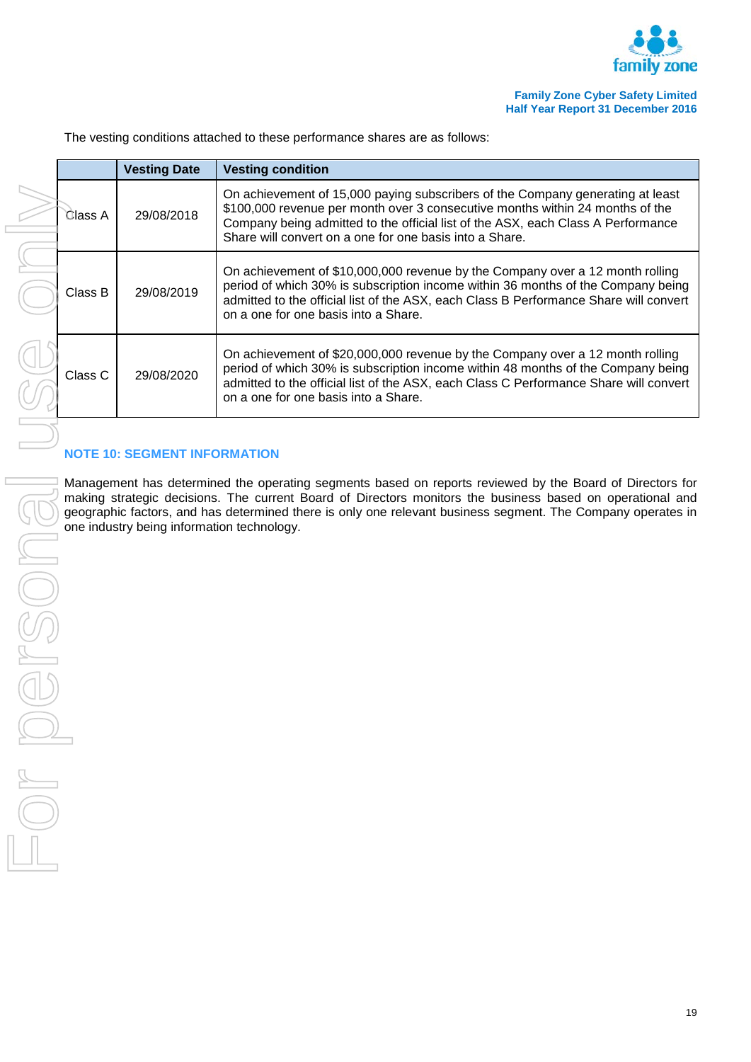The vesting conditions attached to these performance shares are as follows:

| | Vesting Date | Vesting condition |
|---|---|---|
| Class A | 29/08/2018 | On achievement of 15,000 paying subscribers of the Company generating at least $100,000 revenue per month over 3 consecutive months within 24 months of the Company being admitted to the official list of the ASX, each Class A Performance Share will convert on a one for one basis into a Share. |
| Class B | 29/08/2019 | On achievement of $10,000,000 revenue by the Company over a 12 month rolling period of which 30% is subscription income within 36 months of the Company being admitted to the official list of the ASX, each Class B Performance Share will convert on a one for one basis into a Share. |
| Class C | 29/08/2020 | On achievement of $20,000,000 revenue by the Company over a 12 month rolling period of which 30% is subscription income within 48 months of the Company being admitted to the official list of the ASX, each Class C Performance Share will convert on a one for one basis into a Share. |

## NOTE 10: SEGMENT INFORMATION

Management has determined the operating segments based on reports reviewed by the Board of Directors for making strategic decisions. The current Board of Directors monitors the business based on operational and geographic factors, and has determined there is only one relevant business segment. The Company operates in one industry being information technology.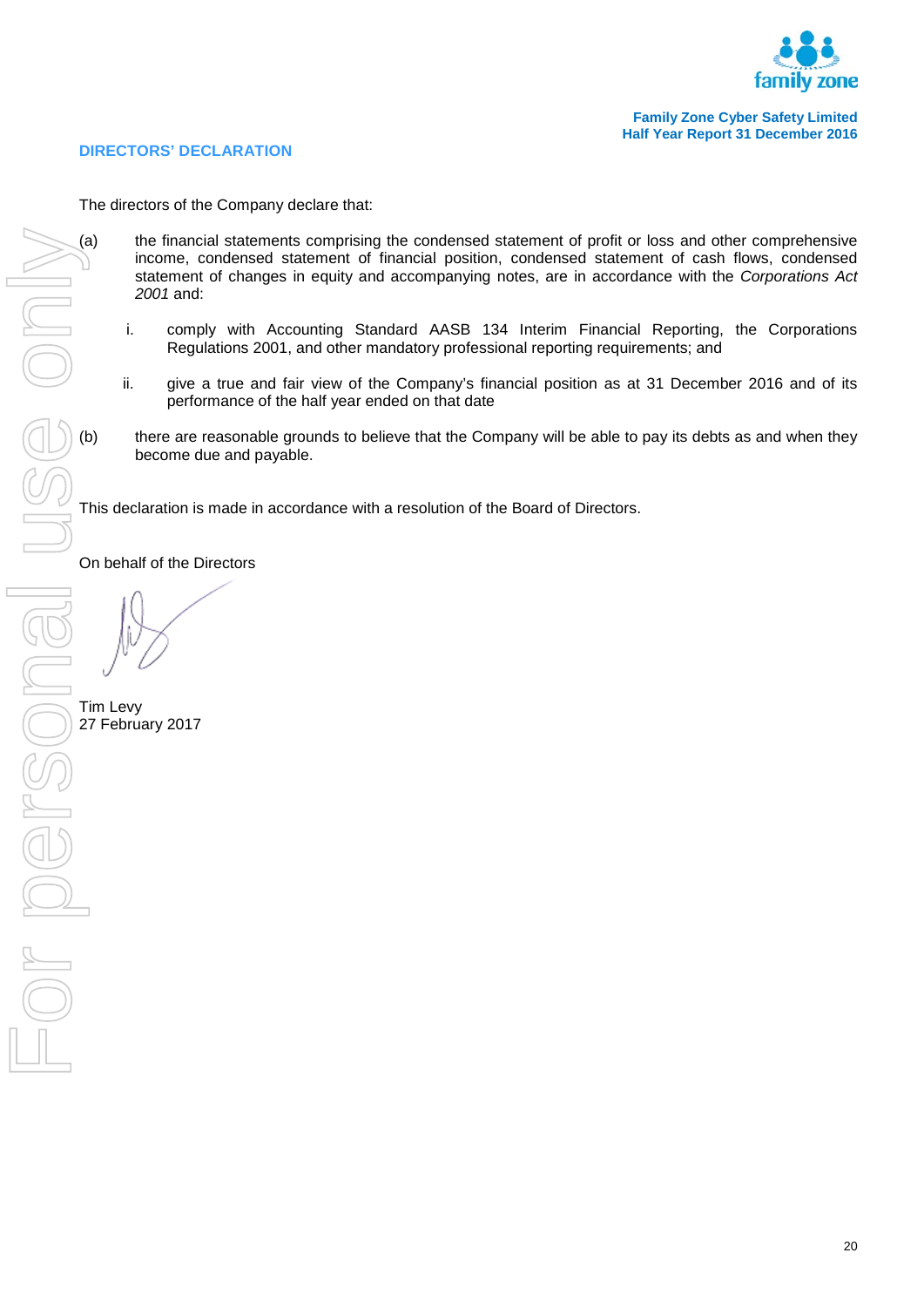## DIRECTORS' DECLARATION

The directors of the Company declare that:

(a) the financial statements comprising the condensed statement of profit or loss and other comprehensive income, condensed statement of financial position, condensed statement of cash flows, condensed statement of changes in equity and accompanying notes, are in accordance with the *Corporations Act 2001* and:

  i. comply with Accounting Standard AASB 134 Interim Financial Reporting, the Corporations Regulations 2001, and other mandatory professional reporting requirements; and

  ii. give a true and fair view of the Company's financial position as at 31 December 2016 and of its performance of the half year ended on that date

(b) there are reasonable grounds to believe that the Company will be able to pay its debts as and when they become due and payable.

This declaration is made in accordance with a resolution of the Board of Directors.

On behalf of the Directors

Tim Levy
27 February 2017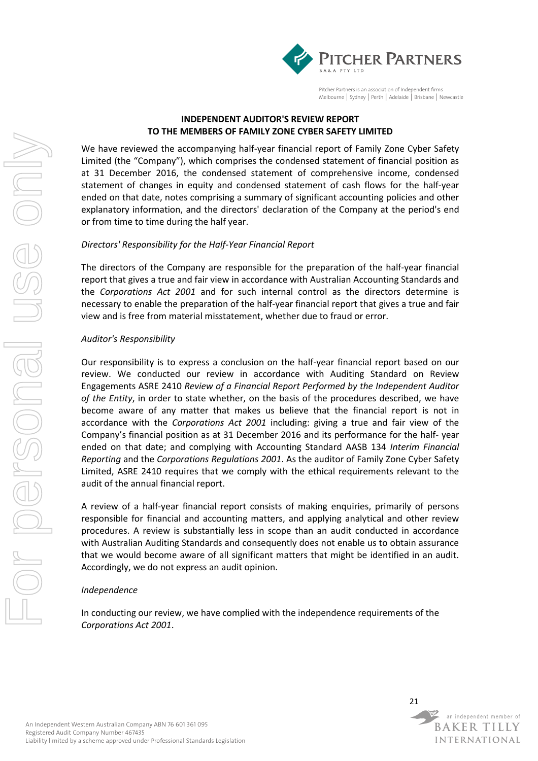## INDEPENDENT AUDITOR'S REVIEW REPORT TO THE MEMBERS OF FAMILY ZONE CYBER SAFETY LIMITED

We have reviewed the accompanying half-year financial report of Family Zone Cyber Safety Limited (the "Company"), which comprises the condensed statement of financial position as at 31 December 2016, the condensed statement of comprehensive income, condensed statement of changes in equity and condensed statement of cash flows for the half-year ended on that date, notes comprising a summary of significant accounting policies and other explanatory information, and the directors' declaration of the Company at the period's end or from time to time during the half year.

*Directors' Responsibility for the Half-Year Financial Report*

The directors of the Company are responsible for the preparation of the half-year financial report that gives a true and fair view in accordance with Australian Accounting Standards and the *Corporations Act 2001* and for such internal control as the directors determine is necessary to enable the preparation of the half-year financial report that gives a true and fair view and is free from material misstatement, whether due to fraud or error.

*Auditor's Responsibility*

Our responsibility is to express a conclusion on the half-year financial report based on our review. We conducted our review in accordance with Auditing Standard on Review Engagements ASRE 2410 *Review of a Financial Report Performed by the Independent Auditor of the Entity*, in order to state whether, on the basis of the procedures described, we have become aware of any matter that makes us believe that the financial report is not in accordance with the *Corporations Act 2001* including: giving a true and fair view of the Company's financial position as at 31 December 2016 and its performance for the half- year ended on that date; and complying with Accounting Standard AASB 134 *Interim Financial Reporting* and the *Corporations Regulations 2001*. As the auditor of Family Zone Cyber Safety Limited, ASRE 2410 requires that we comply with the ethical requirements relevant to the audit of the annual financial report.

A review of a half-year financial report consists of making enquiries, primarily of persons responsible for financial and accounting matters, and applying analytical and other review procedures. A review is substantially less in scope than an audit conducted in accordance with Australian Auditing Standards and consequently does not enable us to obtain assurance that we would become aware of all significant matters that might be identified in an audit. Accordingly, we do not express an audit opinion.

*Independence*

In conducting our review, we have complied with the independence requirements of the *Corporations Act 2001*.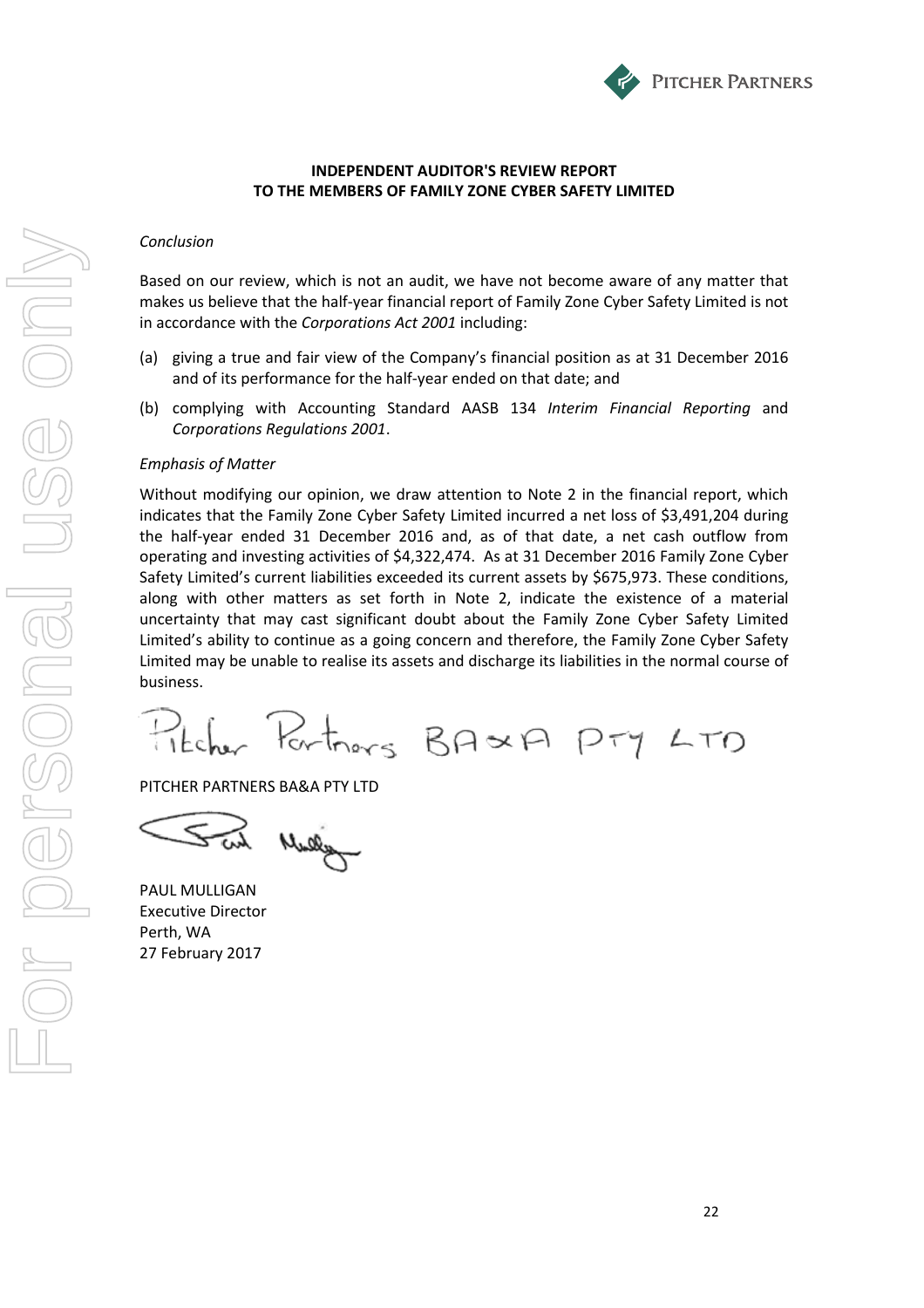**INDEPENDENT AUDITOR'S REVIEW REPORT**
**TO THE MEMBERS OF FAMILY ZONE CYBER SAFETY LIMITED**

*Conclusion*

Based on our review, which is not an audit, we have not become aware of any matter that makes us believe that the half-year financial report of Family Zone Cyber Safety Limited is not in accordance with the *Corporations Act 2001* including:

(a) giving a true and fair view of the Company's financial position as at 31 December 2016 and of its performance for the half-year ended on that date; and

(b) complying with Accounting Standard AASB 134 *Interim Financial Reporting* and *Corporations Regulations 2001*.

*Emphasis of Matter*

Without modifying our opinion, we draw attention to Note 2 in the financial report, which indicates that the Family Zone Cyber Safety Limited incurred a net loss of $3,491,204 during the half-year ended 31 December 2016 and, as of that date, a net cash outflow from operating and investing activities of $4,322,474. As at 31 December 2016 Family Zone Cyber Safety Limited's current liabilities exceeded its current assets by $675,973. These conditions, along with other matters as set forth in Note 2, indicate the existence of a material uncertainty that may cast significant doubt about the Family Zone Cyber Safety Limited Limited's ability to continue as a going concern and therefore, the Family Zone Cyber Safety Limited may be unable to realise its assets and discharge its liabilities in the normal course of business.

PITCHER PARTNERS BA&A PTY LTD

PAUL MULLIGAN
Executive Director
Perth, WA
27 February 2017